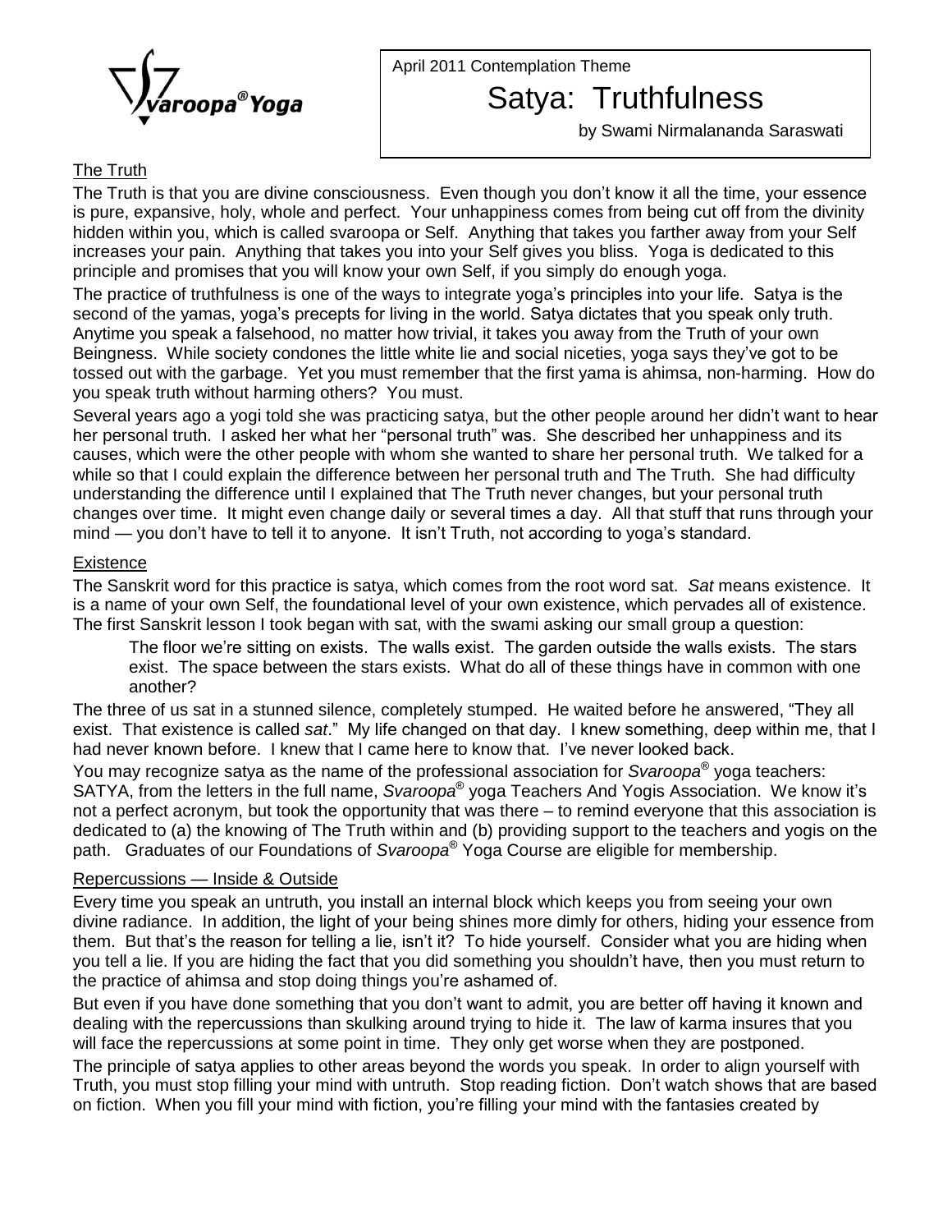Svaroopa® Yoga

April 2011 Contemplation Theme

# Satya: Truthfulness

by Swami Nirmalananda Saraswati

## The Truth

The Truth is that you are divine consciousness. Even though you don't know it all the time, your essence is pure, expansive, holy, whole and perfect. Your unhappiness comes from being cut off from the divinity hidden within you, which is called svaroopa or Self. Anything that takes you farther away from your Self increases your pain. Anything that takes you into your Self gives you bliss. Yoga is dedicated to this principle and promises that you will know your own Self, if you simply do enough yoga.

The practice of truthfulness is one of the ways to integrate yoga's principles into your life. Satya is the second of the yamas, yoga's precepts for living in the world. Satya dictates that you speak only truth. Anytime you speak a falsehood, no matter how trivial, it takes you away from the Truth of your own Beingness. While society condones the little white lie and social niceties, yoga says they've got to be tossed out with the garbage. Yet you must remember that the first yama is ahimsa, non-harming. How do you speak truth without harming others? You must.

Several years ago a yogi told she was practicing satya, but the other people around her didn't want to hear her personal truth. I asked her what her "personal truth" was. She described her unhappiness and its causes, which were the other people with whom she wanted to share her personal truth. We talked for a while so that I could explain the difference between her personal truth and The Truth. She had difficulty understanding the difference until I explained that The Truth never changes, but your personal truth changes over time. It might even change daily or several times a day. All that stuff that runs through your mind — you don't have to tell it to anyone. It isn't Truth, not according to yoga's standard.

## Existence

The Sanskrit word for this practice is satya, which comes from the root word sat. *Sat* means existence. It is a name of your own Self, the foundational level of your own existence, which pervades all of existence. The first Sanskrit lesson I took began with sat, with the swami asking our small group a question:

> The floor we're sitting on exists. The walls exist. The garden outside the walls exists. The stars exist. The space between the stars exists. What do all of these things have in common with one another?

The three of us sat in a stunned silence, completely stumped. He waited before he answered, "They all exist. That existence is called *sat*." My life changed on that day. I knew something, deep within me, that I had never known before. I knew that I came here to know that. I've never looked back.

You may recognize satya as the name of the professional association for *Svaroopa*® yoga teachers: SATYA, from the letters in the full name, *Svaroopa*® yoga Teachers And Yogis Association. We know it's not a perfect acronym, but took the opportunity that was there – to remind everyone that this association is dedicated to (a) the knowing of The Truth within and (b) providing support to the teachers and yogis on the path. Graduates of our Foundations of *Svaroopa*® Yoga Course are eligible for membership.

## Repercussions — Inside & Outside

Every time you speak an untruth, you install an internal block which keeps you from seeing your own divine radiance. In addition, the light of your being shines more dimly for others, hiding your essence from them. But that's the reason for telling a lie, isn't it? To hide yourself. Consider what you are hiding when you tell a lie. If you are hiding the fact that you did something you shouldn't have, then you must return to the practice of ahimsa and stop doing things you're ashamed of.

But even if you have done something that you don't want to admit, you are better off having it known and dealing with the repercussions than skulking around trying to hide it. The law of karma insures that you will face the repercussions at some point in time. They only get worse when they are postponed.

The principle of satya applies to other areas beyond the words you speak. In order to align yourself with Truth, you must stop filling your mind with untruth. Stop reading fiction. Don't watch shows that are based on fiction. When you fill your mind with fiction, you're filling your mind with the fantasies created by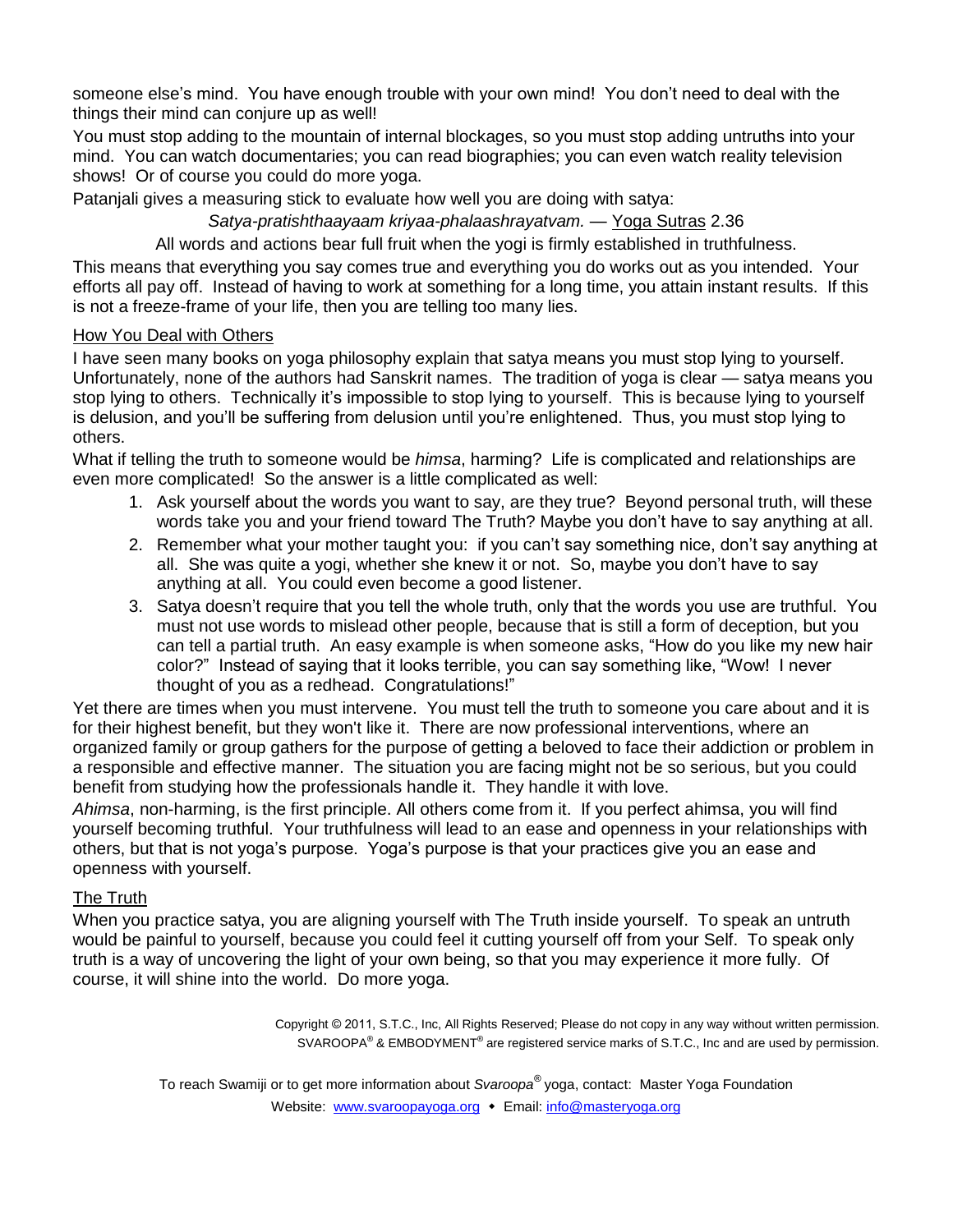someone else's mind. You have enough trouble with your own mind! You don't need to deal with the things their mind can conjure up as well!

You must stop adding to the mountain of internal blockages, so you must stop adding untruths into your mind. You can watch documentaries; you can read biographies; you can even watch reality television shows! Or of course you could do more yoga.

Patanjali gives a measuring stick to evaluate how well you are doing with satya:

*Satya-pratishthaayaam kriyaa-phalaashrayatvam.* — Yoga Sutras 2.36

All words and actions bear full fruit when the yogi is firmly established in truthfulness.

This means that everything you say comes true and everything you do works out as you intended. Your efforts all pay off. Instead of having to work at something for a long time, you attain instant results. If this is not a freeze-frame of your life, then you are telling too many lies.

## How You Deal with Others

I have seen many books on yoga philosophy explain that satya means you must stop lying to yourself. Unfortunately, none of the authors had Sanskrit names. The tradition of yoga is clear — satya means you stop lying to others. Technically it's impossible to stop lying to yourself. This is because lying to yourself is delusion, and you'll be suffering from delusion until you're enlightened. Thus, you must stop lying to others.

What if telling the truth to someone would be *himsa*, harming? Life is complicated and relationships are even more complicated! So the answer is a little complicated as well:

1. Ask yourself about the words you want to say, are they true? Beyond personal truth, will these words take you and your friend toward The Truth? Maybe you don't have to say anything at all.
2. Remember what your mother taught you: if you can't say something nice, don't say anything at all. She was quite a yogi, whether she knew it or not. So, maybe you don't have to say anything at all. You could even become a good listener.
3. Satya doesn't require that you tell the whole truth, only that the words you use are truthful. You must not use words to mislead other people, because that is still a form of deception, but you can tell a partial truth. An easy example is when someone asks, "How do you like my new hair color?" Instead of saying that it looks terrible, you can say something like, "Wow! I never thought of you as a redhead. Congratulations!"

Yet there are times when you must intervene. You must tell the truth to someone you care about and it is for their highest benefit, but they won't like it. There are now professional interventions, where an organized family or group gathers for the purpose of getting a beloved to face their addiction or problem in a responsible and effective manner. The situation you are facing might not be so serious, but you could benefit from studying how the professionals handle it. They handle it with love.

*Ahimsa*, non-harming, is the first principle. All others come from it. If you perfect ahimsa, you will find yourself becoming truthful. Your truthfulness will lead to an ease and openness in your relationships with others, but that is not yoga's purpose. Yoga's purpose is that your practices give you an ease and openness with yourself.

## The Truth

When you practice satya, you are aligning yourself with The Truth inside yourself. To speak an untruth would be painful to yourself, because you could feel it cutting yourself off from your Self. To speak only truth is a way of uncovering the light of your own being, so that you may experience it more fully. Of course, it will shine into the world. Do more yoga.

Copyright © 2011, S.T.C., Inc, All Rights Reserved; Please do not copy in any way without written permission.
SVAROOPA® & EMBODYMENT® are registered service marks of S.T.C., Inc and are used by permission.

To reach Swamiji or to get more information about *Svaroopa®* yoga, contact: Master Yoga Foundation
Website: www.svaroopayoga.org ◆ Email: info@masteryoga.org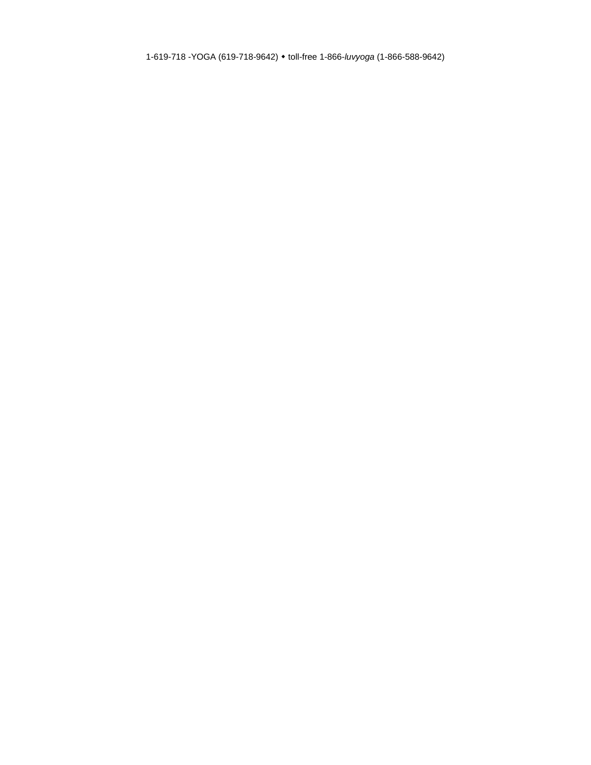1-619-718 -YOGA (619-718-9642) ⬩ toll-free 1-866-*luvyoga* (1-866-588-9642)